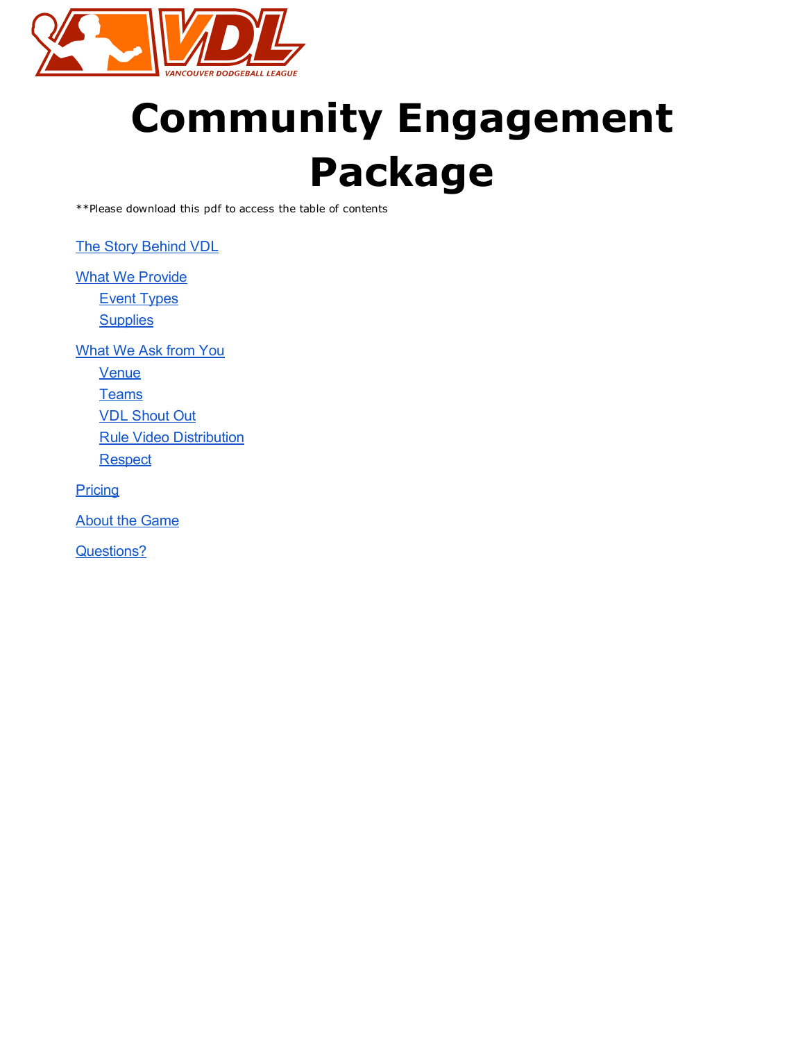# Community Engagement Package

**Please download this pdf to access the table of contents

- The Story Behind VDL
- What We Provide
  - Event Types
  - Supplies
- What We Ask from You
  - Venue
  - Teams
  - VDL Shout Out
  - Rule Video Distribution
  - Respect
- Pricing
- About the Game
- Questions?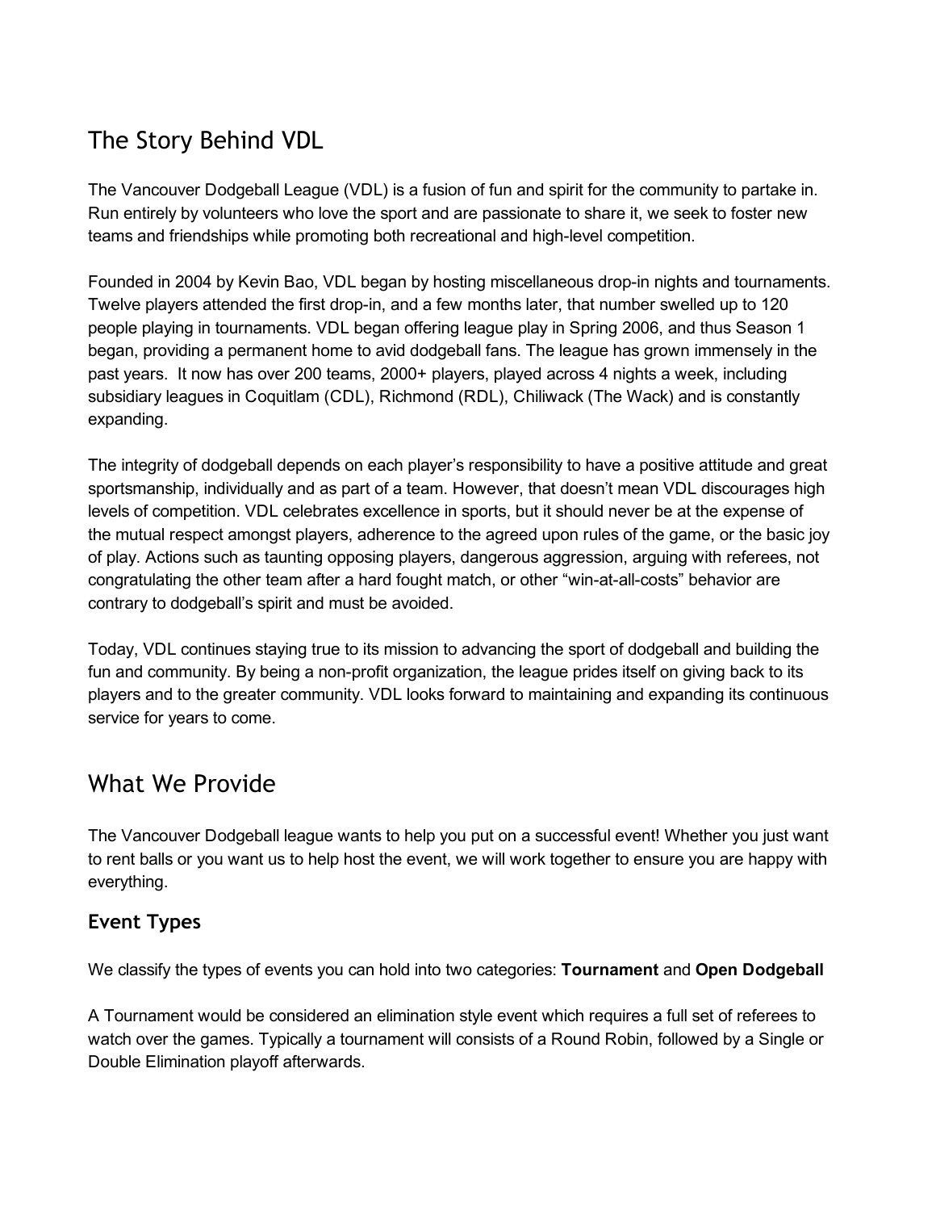## The Story Behind VDL

The Vancouver Dodgeball League (VDL) is a fusion of fun and spirit for the community to partake in. Run entirely by volunteers who love the sport and are passionate to share it, we seek to foster new teams and friendships while promoting both recreational and high-level competition.

Founded in 2004 by Kevin Bao, VDL began by hosting miscellaneous drop-in nights and tournaments. Twelve players attended the first drop-in, and a few months later, that number swelled up to 120 people playing in tournaments. VDL began offering league play in Spring 2006, and thus Season 1 began, providing a permanent home to avid dodgeball fans. The league has grown immensely in the past years. It now has over 200 teams, 2000+ players, played across 4 nights a week, including subsidiary leagues in Coquitlam (CDL), Richmond (RDL), Chiliwack (The Wack) and is constantly expanding.

The integrity of dodgeball depends on each player's responsibility to have a positive attitude and great sportsmanship, individually and as part of a team. However, that doesn't mean VDL discourages high levels of competition. VDL celebrates excellence in sports, but it should never be at the expense of the mutual respect amongst players, adherence to the agreed upon rules of the game, or the basic joy of play. Actions such as taunting opposing players, dangerous aggression, arguing with referees, not congratulating the other team after a hard fought match, or other "win-at-all-costs" behavior are contrary to dodgeball's spirit and must be avoided.

Today, VDL continues staying true to its mission to advancing the sport of dodgeball and building the fun and community. By being a non-profit organization, the league prides itself on giving back to its players and to the greater community. VDL looks forward to maintaining and expanding its continuous service for years to come.

## What We Provide

The Vancouver Dodgeball league wants to help you put on a successful event! Whether you just want to rent balls or you want us to help host the event, we will work together to ensure you are happy with everything.

### Event Types

We classify the types of events you can hold into two categories: **Tournament** and **Open Dodgeball**

A Tournament would be considered an elimination style event which requires a full set of referees to watch over the games. Typically a tournament will consists of a Round Robin, followed by a Single or Double Elimination playoff afterwards.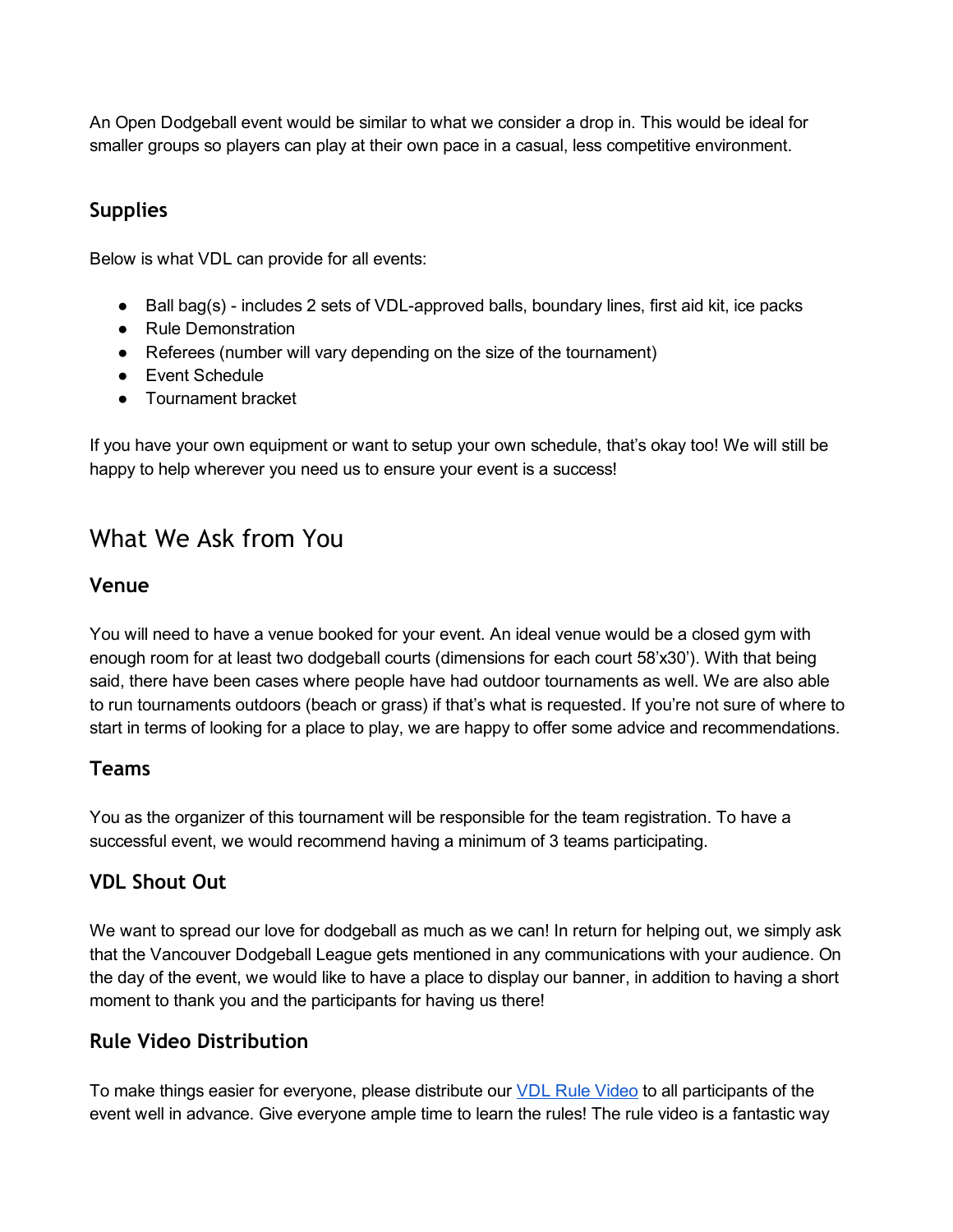An Open Dodgeball event would be similar to what we consider a drop in. This would be ideal for smaller groups so players can play at their own pace in a casual, less competitive environment.

### Supplies

Below is what VDL can provide for all events:

- Ball bag(s) - includes 2 sets of VDL-approved balls, boundary lines, first aid kit, ice packs
- Rule Demonstration
- Referees (number will vary depending on the size of the tournament)
- Event Schedule
- Tournament bracket

If you have your own equipment or want to setup your own schedule, that's okay too! We will still be happy to help wherever you need us to ensure your event is a success!

## What We Ask from You

### Venue

You will need to have a venue booked for your event. An ideal venue would be a closed gym with enough room for at least two dodgeball courts (dimensions for each court 58'x30'). With that being said, there have been cases where people have had outdoor tournaments as well. We are also able to run tournaments outdoors (beach or grass) if that's what is requested. If you're not sure of where to start in terms of looking for a place to play, we are happy to offer some advice and recommendations.

### Teams

You as the organizer of this tournament will be responsible for the team registration. To have a successful event, we would recommend having a minimum of 3 teams participating.

### VDL Shout Out

We want to spread our love for dodgeball as much as we can! In return for helping out, we simply ask that the Vancouver Dodgeball League gets mentioned in any communications with your audience. On the day of the event, we would like to have a place to display our banner, in addition to having a short moment to thank you and the participants for having us there!

### Rule Video Distribution

To make things easier for everyone, please distribute our VDL Rule Video to all participants of the event well in advance. Give everyone ample time to learn the rules! The rule video is a fantastic way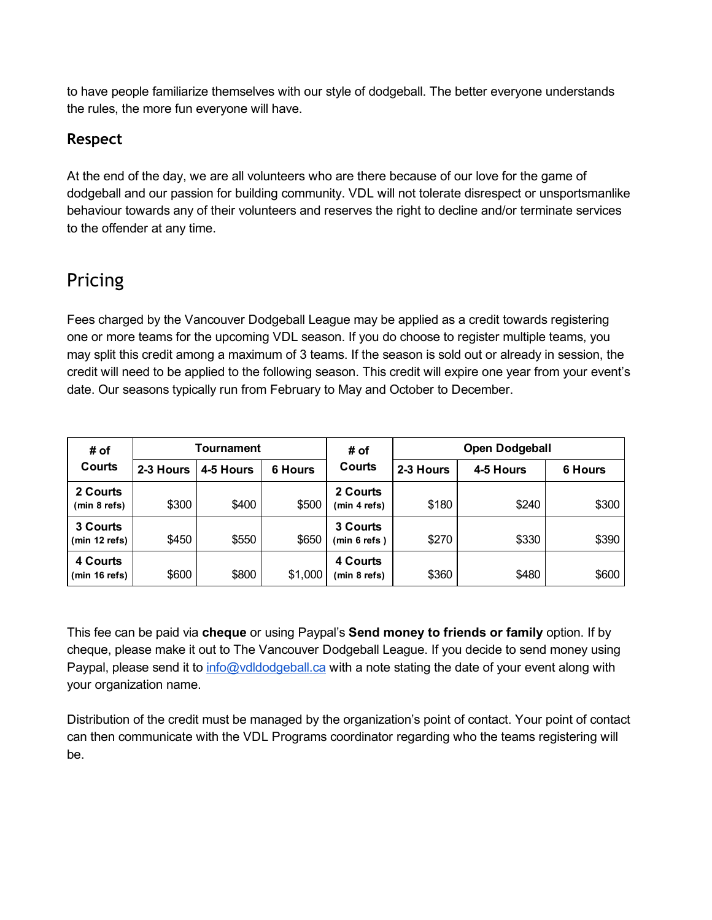to have people familiarize themselves with our style of dodgeball. The better everyone understands the rules, the more fun everyone will have.

### Respect

At the end of the day, we are all volunteers who are there because of our love for the game of dodgeball and our passion for building community. VDL will not tolerate disrespect or unsportsmanlike behaviour towards any of their volunteers and reserves the right to decline and/or terminate services to the offender at any time.

## Pricing

Fees charged by the Vancouver Dodgeball League may be applied as a credit towards registering one or more teams for the upcoming VDL season. If you do choose to register multiple teams, you may split this credit among a maximum of 3 teams. If the season is sold out or already in session, the credit will need to be applied to the following season. This credit will expire one year from your event's date. Our seasons typically run from February to May and October to December.

| # of Courts | Tournament | | | # of Courts | Open Dodgeball | | |
|---|---|---|---|---|---|---|---|
| | 2-3 Hours | 4-5 Hours | 6 Hours | | 2-3 Hours | 4-5 Hours | 6 Hours |
| 2 Courts (min 8 refs) | $300 | $400 | $500 | 2 Courts (min 4 refs) | $180 | $240 | $300 |
| 3 Courts (min 12 refs) | $450 | $550 | $650 | 3 Courts (min 6 refs ) | $270 | $330 | $390 |
| 4 Courts (min 16 refs) | $600 | $800 | $1,000 | 4 Courts (min 8 refs) | $360 | $480 | $600 |

This fee can be paid via **cheque** or using Paypal's **Send money to friends or family** option. If by cheque, please make it out to The Vancouver Dodgeball League. If you decide to send money using Paypal, please send it to info@vdldodgeball.ca with a note stating the date of your event along with your organization name.

Distribution of the credit must be managed by the organization's point of contact. Your point of contact can then communicate with the VDL Programs coordinator regarding who the teams registering will be.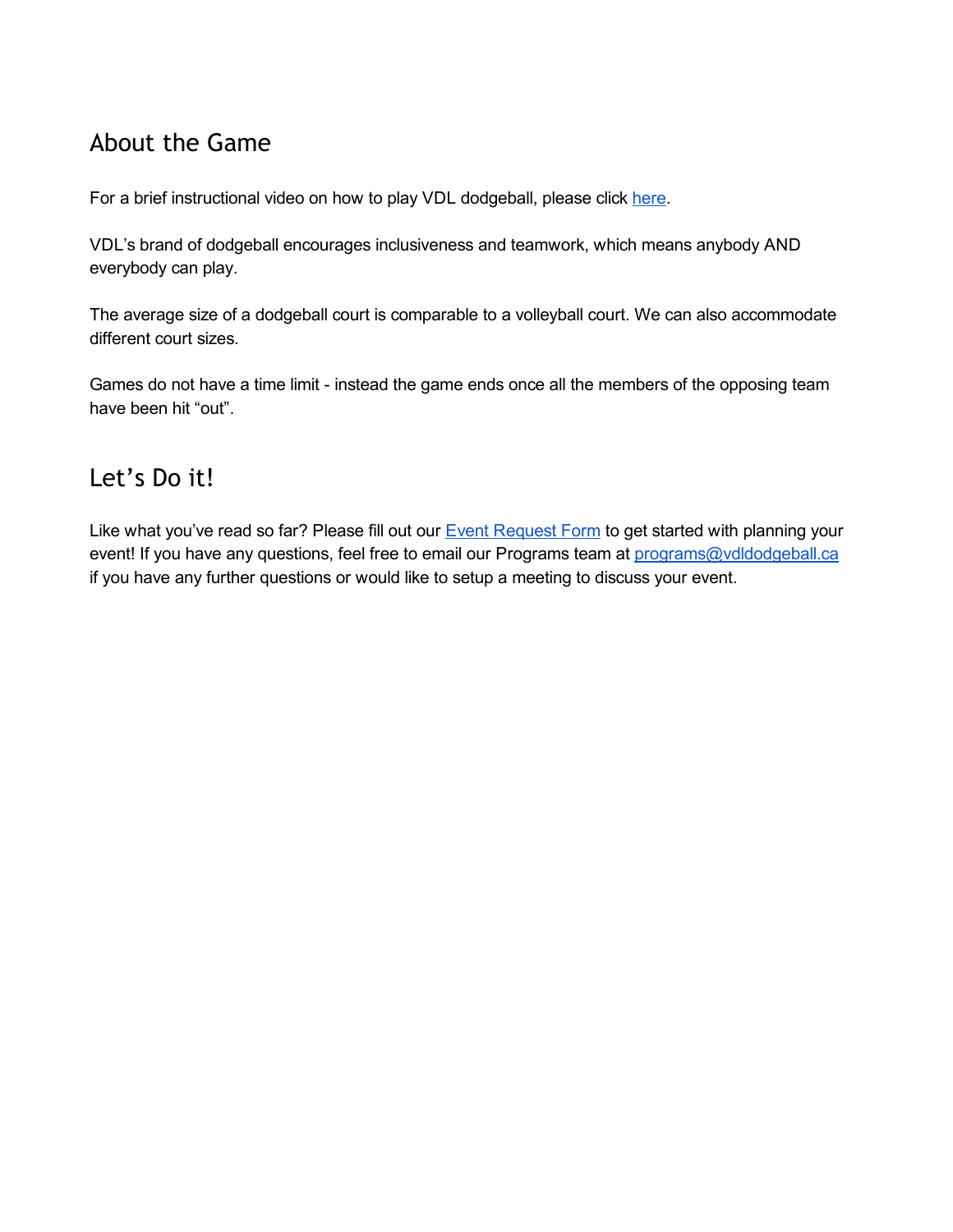## About the Game

For a brief instructional video on how to play VDL dodgeball, please click here.

VDL's brand of dodgeball encourages inclusiveness and teamwork, which means anybody AND everybody can play.

The average size of a dodgeball court is comparable to a volleyball court. We can also accommodate different court sizes.

Games do not have a time limit - instead the game ends once all the members of the opposing team have been hit "out".

## Let's Do it!

Like what you've read so far? Please fill out our Event Request Form to get started with planning your event! If you have any questions, feel free to email our Programs team at programs@vdldodgeball.ca if you have any further questions or would like to setup a meeting to discuss your event.